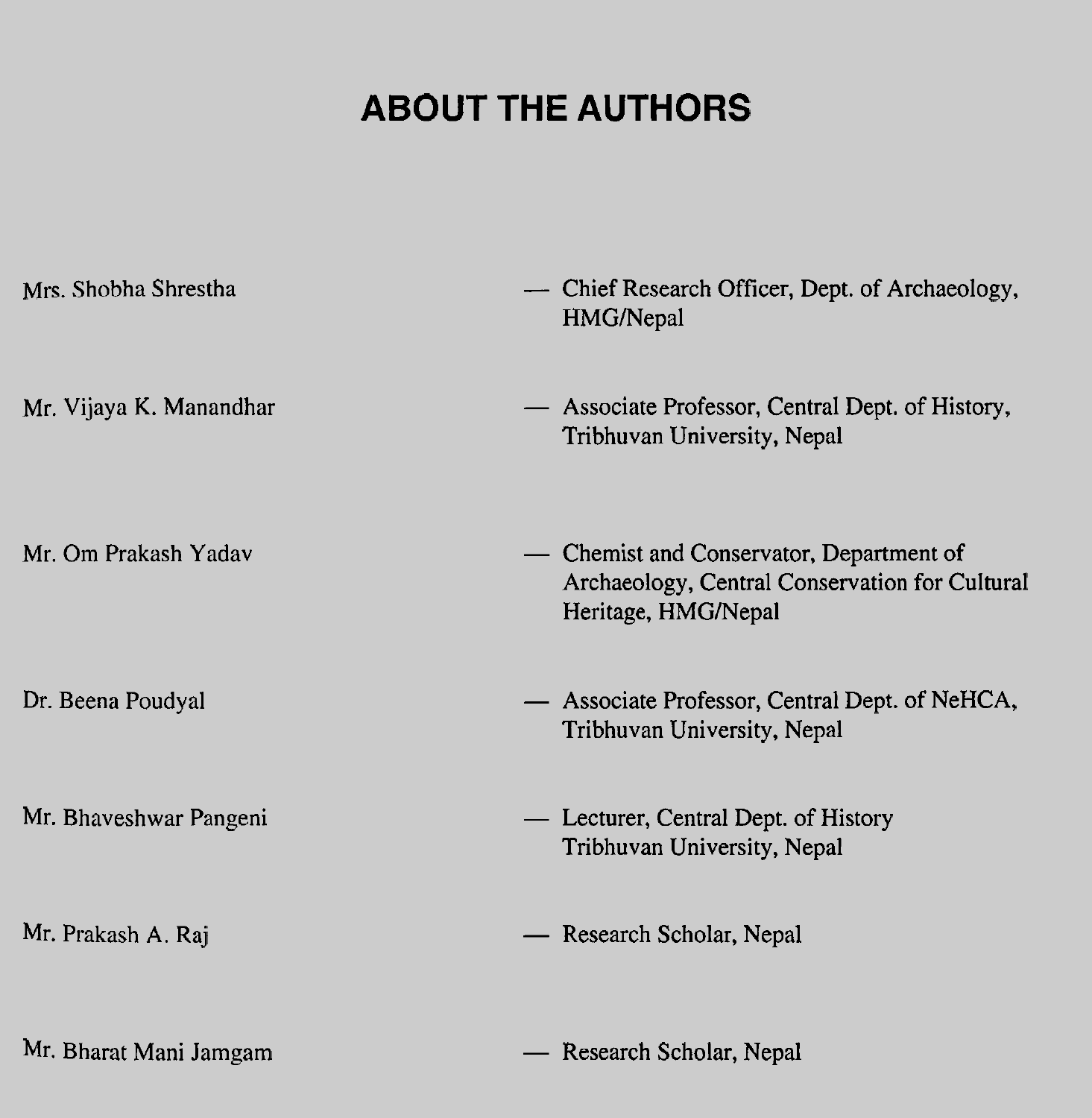# ABOUT THE AUTHORS

| | |
|---|---|
| Mrs. Shobha Shrestha | — Chief Research Officer, Dept. of Archaeology, HMG/Nepal |
| Mr. Vijaya K. Manandhar | — Associate Professor, Central Dept. of History, Tribhuvan University, Nepal |
| Mr. Om Prakash Yadav | — Chemist and Conservator, Department of Archaeology, Central Conservation for Cultural Heritage, HMG/Nepal |
| Dr. Beena Poudyal | — Associate Professor, Central Dept. of NeHCA, Tribhuvan University, Nepal |
| Mr. Bhaveshwar Pangeni | — Lecturer, Central Dept. of History Tribhuvan University, Nepal |
| Mr. Prakash A. Raj | — Research Scholar, Nepal |
| Mr. Bharat Mani Jamgam | — Research Scholar, Nepal |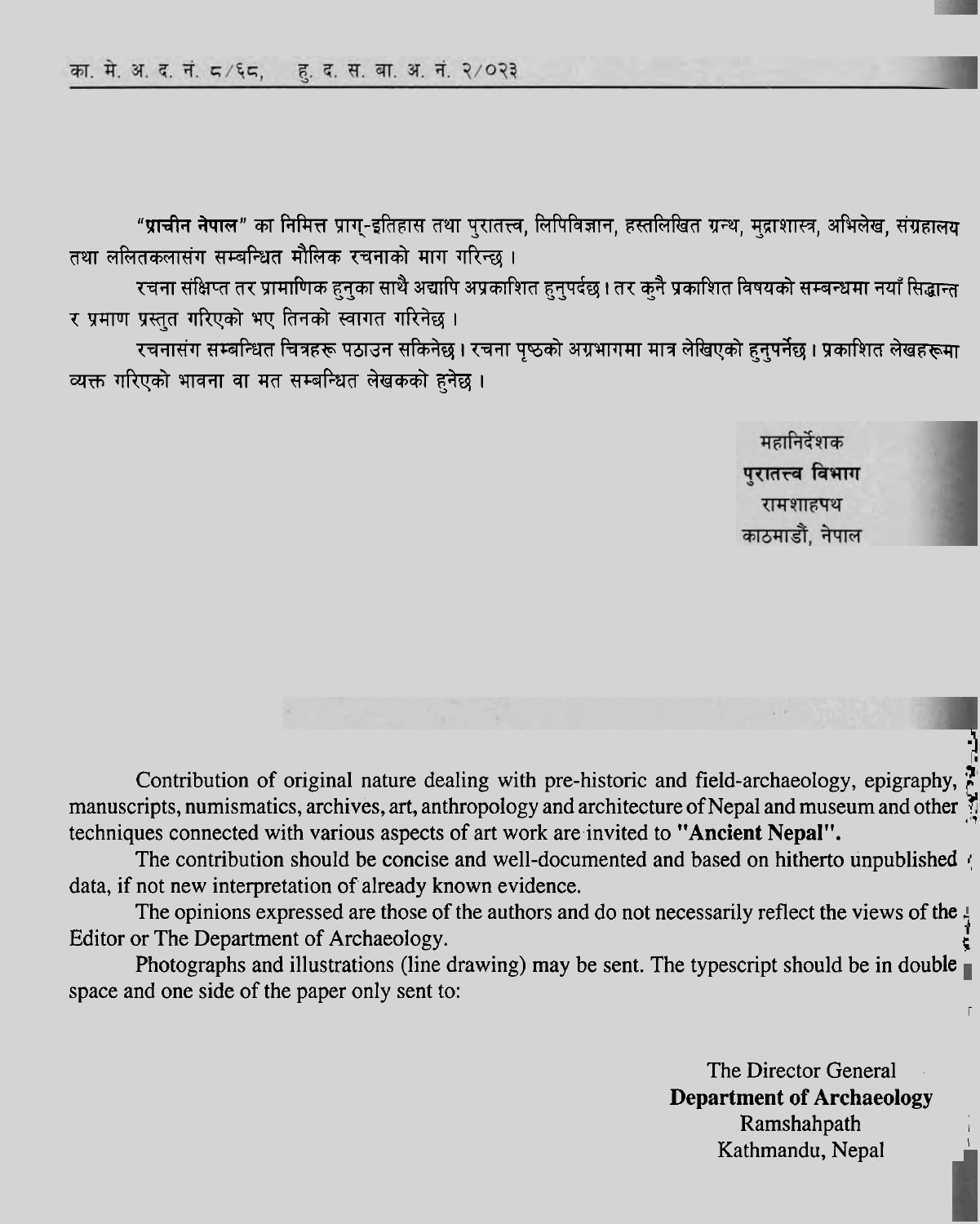का. मे. अ. द. नं. ८/६८, हु. द. स. बा. अ. नं. २/०२३

"**प्राचीन नेपाल**" का निमित्त प्राग्-इतिहास तथा पुरातत्त्व, लिपिविज्ञान, हस्तलिखित ग्रन्थ, मुद्राशास्त्र, अभिलेख, संग्रहालय तथा ललितकलासंग सम्बन्धित मौलिक रचनाको माग गरिन्छ ।

रचना संक्षिप्त तर प्रामाणिक हुनुका साथै अद्यापि अप्रकाशित हुनुपर्दछ । तर कुनै प्रकाशित विषयको सम्बन्धमा नयाँ सिद्धान्त र प्रमाण प्रस्तुत गरिएको भए तिनको स्वागत गरिनेछ ।

रचनासंग सम्बन्धित चित्रहरू पठाउन सकिनेछ । रचना पृष्ठको अग्रभागमा मात्र लेखिएको हुनुपर्नेछ । प्रकाशित लेखहरूमा व्यक्त गरिएको भावना वा मत सम्बन्धित लेखकको हुनेछ ।

महानिर्देशक
**पुरातत्त्व विभाग**
रामशाहपथ
काठमाडौं, नेपाल

Contribution of original nature dealing with pre-historic and field-archaeology, epigraphy, manuscripts, numismatics, archives, art, anthropology and architecture of Nepal and museum and other techniques connected with various aspects of art work are invited to **"Ancient Nepal".**

The contribution should be concise and well-documented and based on hitherto unpublished data, if not new interpretation of already known evidence.

The opinions expressed are those of the authors and do not necessarily reflect the views of the Editor or The Department of Archaeology.

Photographs and illustrations (line drawing) may be sent. The typescript should be in double space and one side of the paper only sent to:

The Director General
**Department of Archaeology**
Ramshahpath
Kathmandu, Nepal